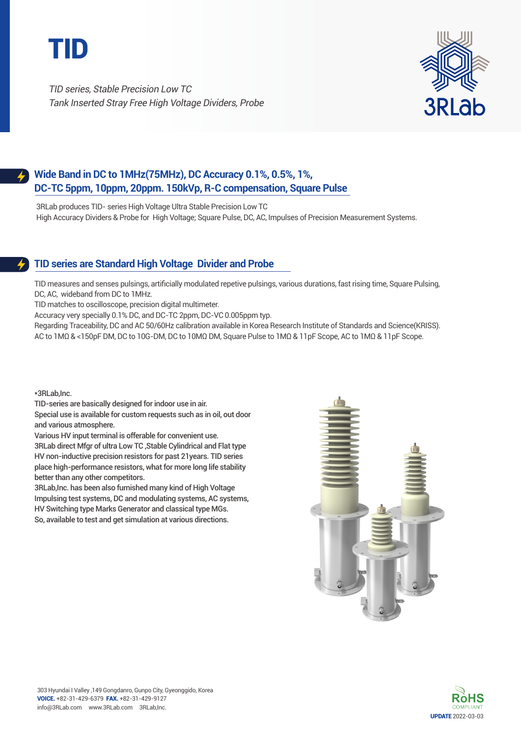# TID

*TID series, Stable Precision Low TC*
*Tank Inserted Stray Free High Voltage Dividers, Probe*

3RLab

## Wide Band in DC to 1MHz(75MHz), DC Accuracy 0.1%, 0.5%, 1%, DC-TC 5ppm, 10ppm, 20ppm. 150kVp, R-C compensation, Square Pulse

3RLab produces TID- series High Voltage Ultra Stable Precision Low TC
High Accuracy Dividers & Probe for High Voltage; Square Pulse, DC, AC, Impulses of Precision Measurement Systems.

## TID series are Standard High Voltage Divider and Probe

TID measures and senses pulsings, artificially modulated repetive pulsings, various durations, fast rising time, Square Pulsing, DC, AC, wideband from DC to 1MHz.
TID matches to oscilloscope, precision digital multimeter.
Accuracy very specially 0.1% DC, and DC-TC 2ppm, DC-VC 0.005ppm typ.
Regarding Traceability, DC and AC 50/60Hz calibration available in Korea Research Institute of Standards and Science(KRISS).
AC to 1MΩ & <150pF DM, DC to 10G-DM, DC to 10MΩ DM, Square Pulse to 1MΩ & 11pF Scope, AC to 1MΩ & 11pF Scope.

*3RLab,Inc.
TID-series are basically designed for indoor use in air.
Special use is available for custom requests such as in oil, out door and various atmosphere.
Various HV input terminal is offerable for convenient use.
3RLab direct Mfgr of ultra Low TC ,Stable Cylindrical and Flat type HV non-inductive precision resistors for past 21years. TID series place high-performance resistors, what for more long life stability better than any other competitors.
3RLab,Inc. has been also furnished many kind of High Voltage Impulsing test systems, DC and modulating systems, AC systems, HV Switching type Marks Generator and classical type MGs.
So, available to test and get simulation at various directions.

303 Hyundai I Valley ,149 Gongdanro, Gunpo City, Gyeonggido, Korea
**VOICE.** +82-31-429-6379 **FAX.** +82-31-429-9127
info@3RLab.com www.3RLab.com 3RLab,Inc.

RoHS COMPLIANT

**UPDATE** 2022-03-03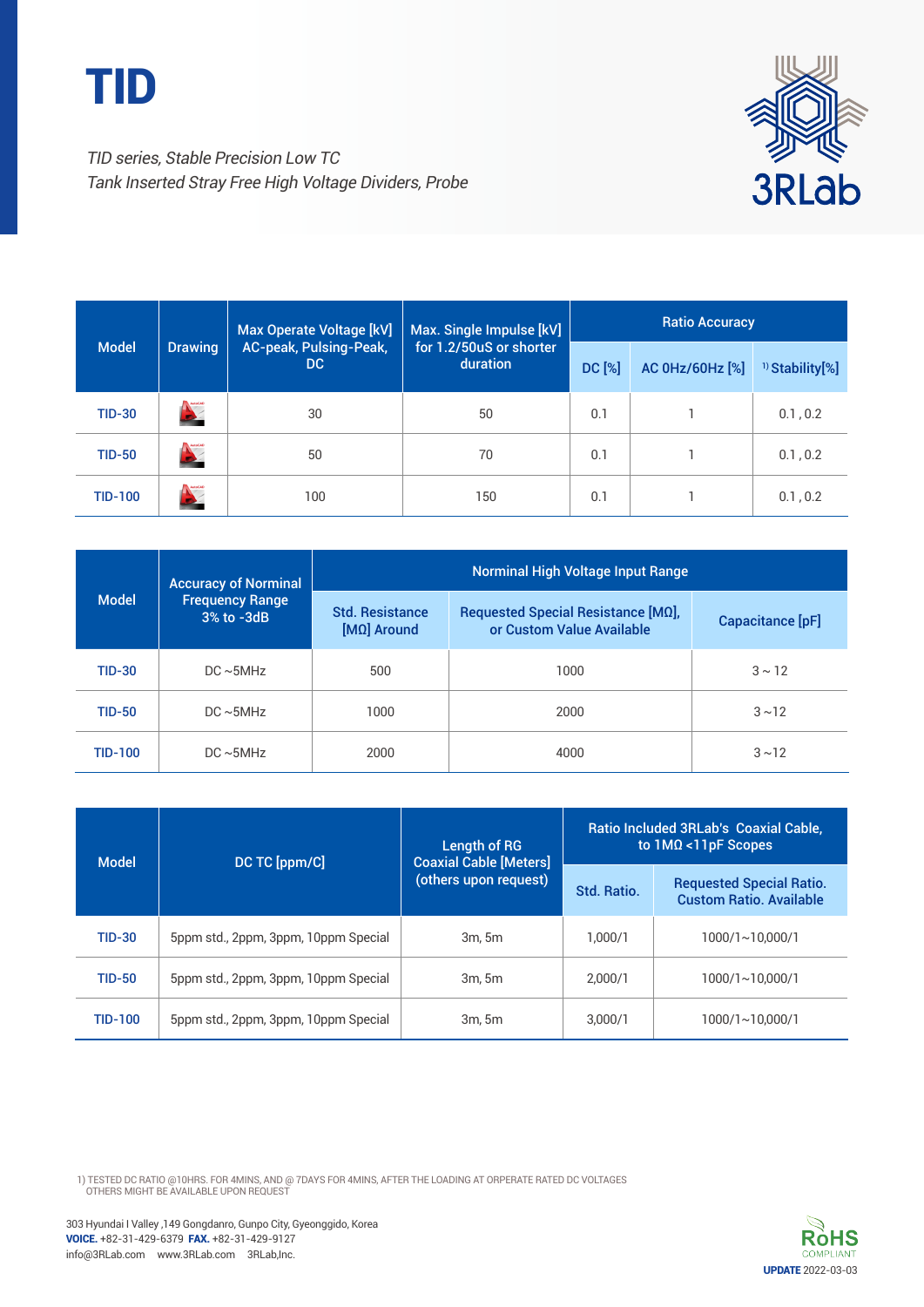# TID

*TID series, Stable Precision Low TC*
*Tank Inserted Stray Free High Voltage Dividers, Probe*

3RLab

| Model | Drawing | Max Operate Voltage [kV] AC-peak, Pulsing-Peak, DC | Max. Single Impulse [kV] for 1.2/50uS or shorter duration | Ratio Accuracy | | |
|---|---|---|---|---|---|---|
| | | | | DC [%] | AC 0Hz/60Hz [%] | 1) Stability[%] |
| TID-30 | | 30 | 50 | 0.1 | 1 | 0.1 , 0.2 |
| TID-50 | | 50 | 70 | 0.1 | 1 | 0.1 , 0.2 |
| TID-100 | | 100 | 150 | 0.1 | 1 | 0.1 , 0.2 |

| Model | Accuracy of Norminal Frequency Range 3% to -3dB | Norminal High Voltage Input Range | | |
|---|---|---|---|---|
| | | Std. Resistance [MΩ] Around | Requested Special Resistance [MΩ], or Custom Value Available | Capacitance [pF] |
| TID-30 | DC ~5MHz | 500 | 1000 | 3 ~ 12 |
| TID-50 | DC ~5MHz | 1000 | 2000 | 3 ~12 |
| TID-100 | DC ~5MHz | 2000 | 4000 | 3 ~12 |

| Model | DC TC [ppm/C] | Length of RG Coaxial Cable [Meters] (others upon request) | Ratio Included 3RLab's Coaxial Cable, to 1MΩ <11pF Scopes | |
|---|---|---|---|---|
| | | | Std. Ratio. | Requested Special Ratio. Custom Ratio. Available |
| TID-30 | 5ppm std., 2ppm, 3ppm, 10ppm Special | 3m, 5m | 1,000/1 | 1000/1~10,000/1 |
| TID-50 | 5ppm std., 2ppm, 3ppm, 10ppm Special | 3m, 5m | 2,000/1 | 1000/1~10,000/1 |
| TID-100 | 5ppm std., 2ppm, 3ppm, 10ppm Special | 3m, 5m | 3,000/1 | 1000/1~10,000/1 |

1) TESTED DC RATIO @10HRS. FOR 4MINS, AND @ 7DAYS FOR 4MINS, AFTER THE LOADING AT ORPERATE RATED DC VOLTAGES
OTHERS MIGHT BE AVAILABLE UPON REQUEST

303 Hyundai I Valley ,149 Gongdanro, Gunpo City, Gyeonggido, Korea
**VOICE.** +82-31-429-6379 **FAX.** +82-31-429-9127
info@3RLab.com www.3RLab.com 3RLab,Inc.

RoHS COMPLIANT

**UPDATE** 2022-03-03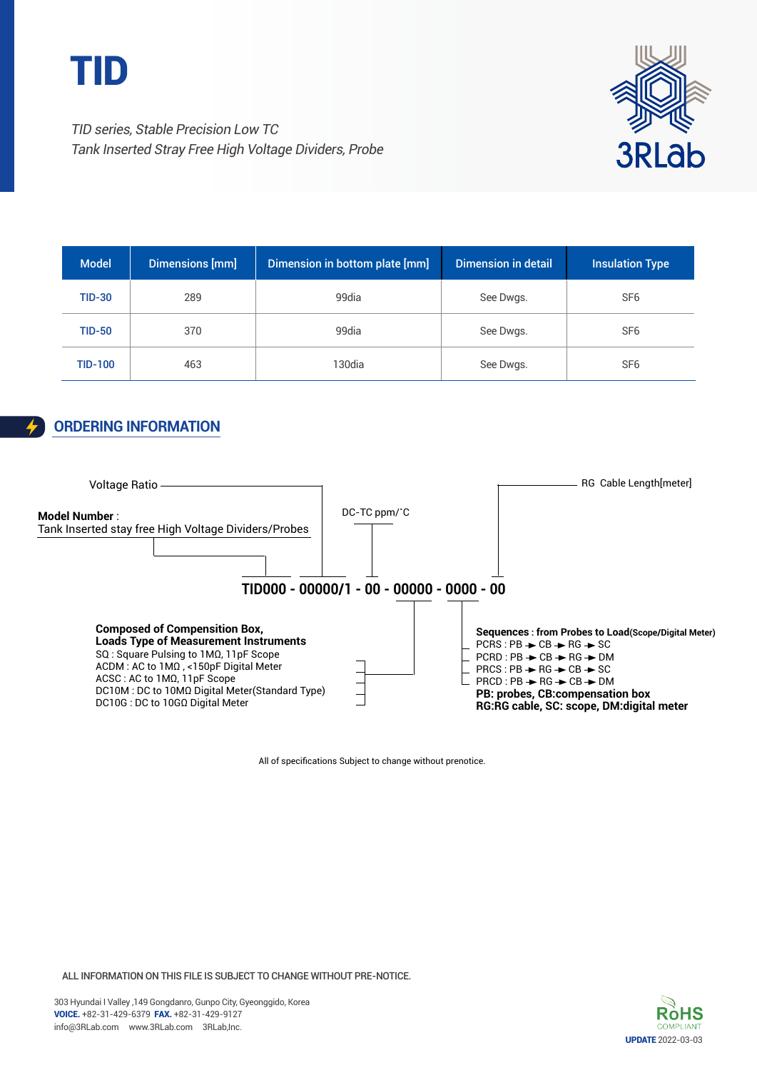# TID

*TID series, Stable Precision Low TC*
*Tank Inserted Stray Free High Voltage Dividers, Probe*

3RLab

| Model | Dimensions [mm] | Dimension in bottom plate [mm] | Dimension in detail | Insulation Type |
|---|---|---|---|---|
| TID-30 | 289 | 99dia | See Dwgs. | SF6 |
| TID-50 | 370 | 99dia | See Dwgs. | SF6 |
| TID-100 | 463 | 130dia | See Dwgs. | SF6 |

## ORDERING INFORMATION

Voltage Ratio

**Model Number** :
Tank Inserted stay free High Voltage Dividers/Probes

DC-TC ppm/˚C

RG Cable Length[meter]

**TID000 - 00000/1 - 00 - 00000 - 0000 - 00**

**Composed of Compensition Box,**
**Loads Type of Measurement Instruments**
SQ : Square Pulsing to 1MΩ, 11pF Scope
ACDM : AC to 1MΩ , <150pF Digital Meter
ACSC : AC to 1MΩ, 11pF Scope
DC10M : DC to 10MΩ Digital Meter(Standard Type)
DC10G : DC to 10GΩ Digital Meter

**Sequences : from Probes to Load(Scope/Digital Meter)**
PCRS : PB ➔ CB ➔ RG ➔ SC
PCRD : PB ➔ CB ➔ RG ➔ DM
PRCS : PB ➔ RG ➔ CB ➔ SC
PRCD : PB ➔ RG ➔ CB ➔ DM
**PB: probes, CB:compensation box**
**RG:RG cable, SC: scope, DM:digital meter**

All of specifications Subject to change without prenotice.

ALL INFORMATION ON THIS FILE IS SUBJECT TO CHANGE WITHOUT PRE-NOTICE.

303 Hyundai I Valley ,149 Gongdanro, Gunpo City, Gyeonggido, Korea
**VOICE.** +82-31-429-6379 **FAX.** +82-31-429-9127
info@3RLab.com www.3RLab.com 3RLab,Inc.

RoHS COMPLIANT

**UPDATE** 2022-03-03